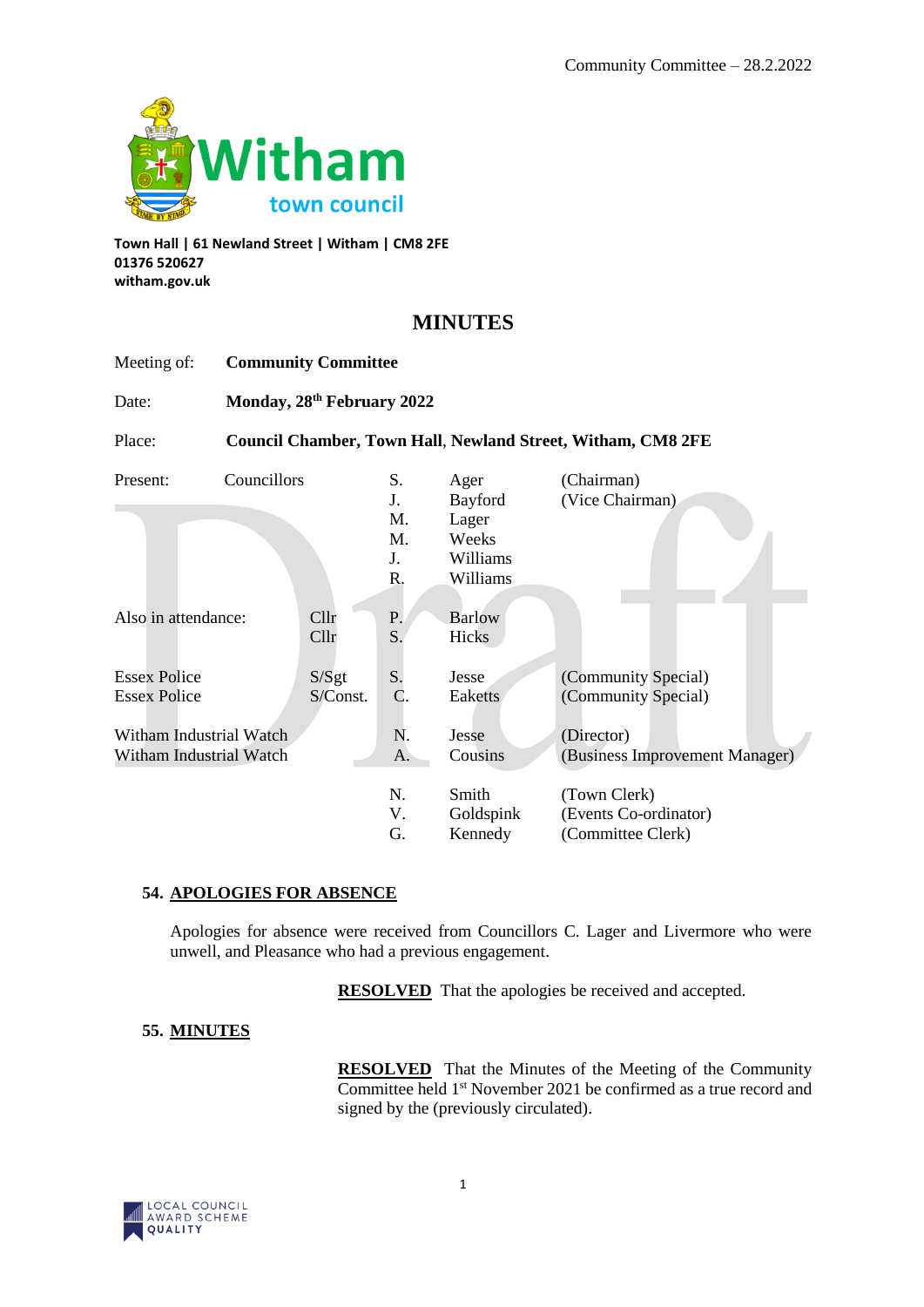Witham town council

**Town Hall | 61 Newland Street | Witham | CM8 2FE**
**01376 520627**
**witham.gov.uk**

# MINUTES

| | | | | |
|---|---|---|---|---|
| Meeting of: | **Community Committee** | | | |
| Date: | **Monday, 28th February 2022** | | | |
| Place: | **Council Chamber, Town Hall, Newland Street, Witham, CM8 2FE** | | | |
| Present: | Councillors | S. | Ager | (Chairman) |
| | | J. | Bayford | (Vice Chairman) |
| | | M. | Lager | |
| | | M. | Weeks | |
| | | J. | Williams | |
| | | R. | Williams | |
| Also in attendance: | Cllr | P. | Barlow | |
| | Cllr | S. | Hicks | |
| Essex Police | S/Sgt | S. | Jesse | (Community Special) |
| Essex Police | S/Const. | C. | Eaketts | (Community Special) |
| Witham Industrial Watch | | N. | Jesse | (Director) |
| Witham Industrial Watch | | A. | Cousins | (Business Improvement Manager) |
| | | N. | Smith | (Town Clerk) |
| | | V. | Goldspink | (Events Co-ordinator) |
| | | G. | Kennedy | (Committee Clerk) |

## 54. APOLOGIES FOR ABSENCE

Apologies for absence were received from Councillors C. Lager and Livermore who were unwell, and Pleasance who had a previous engagement.

**RESOLVED** That the apologies be received and accepted.

## 55. MINUTES

**RESOLVED** That the Minutes of the Meeting of the Community Committee held 1st November 2021 be confirmed as a true record and signed by the (previously circulated).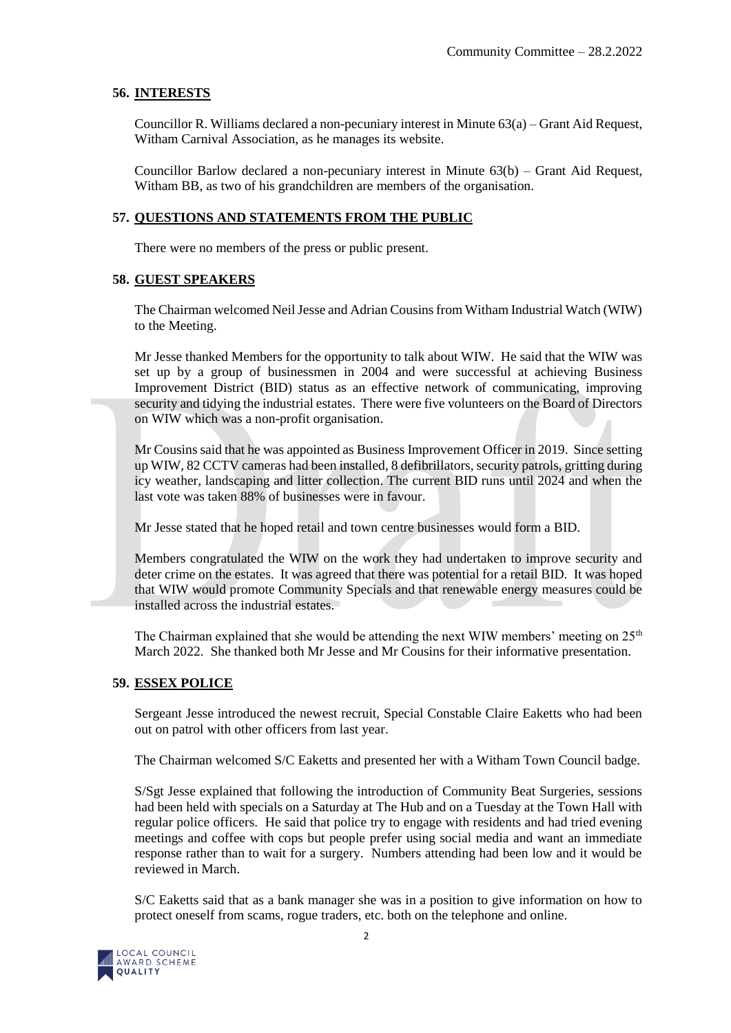## 56. INTERESTS

Councillor R. Williams declared a non-pecuniary interest in Minute 63(a) – Grant Aid Request, Witham Carnival Association, as he manages its website.

Councillor Barlow declared a non-pecuniary interest in Minute 63(b) – Grant Aid Request, Witham BB, as two of his grandchildren are members of the organisation.

## 57. QUESTIONS AND STATEMENTS FROM THE PUBLIC

There were no members of the press or public present.

## 58. GUEST SPEAKERS

The Chairman welcomed Neil Jesse and Adrian Cousins from Witham Industrial Watch (WIW) to the Meeting.

Mr Jesse thanked Members for the opportunity to talk about WIW. He said that the WIW was set up by a group of businessmen in 2004 and were successful at achieving Business Improvement District (BID) status as an effective network of communicating, improving security and tidying the industrial estates. There were five volunteers on the Board of Directors on WIW which was a non-profit organisation.

Mr Cousins said that he was appointed as Business Improvement Officer in 2019. Since setting up WIW, 82 CCTV cameras had been installed, 8 defibrillators, security patrols, gritting during icy weather, landscaping and litter collection. The current BID runs until 2024 and when the last vote was taken 88% of businesses were in favour.

Mr Jesse stated that he hoped retail and town centre businesses would form a BID.

Members congratulated the WIW on the work they had undertaken to improve security and deter crime on the estates. It was agreed that there was potential for a retail BID. It was hoped that WIW would promote Community Specials and that renewable energy measures could be installed across the industrial estates.

The Chairman explained that she would be attending the next WIW members' meeting on 25th March 2022. She thanked both Mr Jesse and Mr Cousins for their informative presentation.

## 59. ESSEX POLICE

Sergeant Jesse introduced the newest recruit, Special Constable Claire Eaketts who had been out on patrol with other officers from last year.

The Chairman welcomed S/C Eaketts and presented her with a Witham Town Council badge.

S/Sgt Jesse explained that following the introduction of Community Beat Surgeries, sessions had been held with specials on a Saturday at The Hub and on a Tuesday at the Town Hall with regular police officers. He said that police try to engage with residents and had tried evening meetings and coffee with cops but people prefer using social media and want an immediate response rather than to wait for a surgery. Numbers attending had been low and it would be reviewed in March.

S/C Eaketts said that as a bank manager she was in a position to give information on how to protect oneself from scams, rogue traders, etc. both on the telephone and online.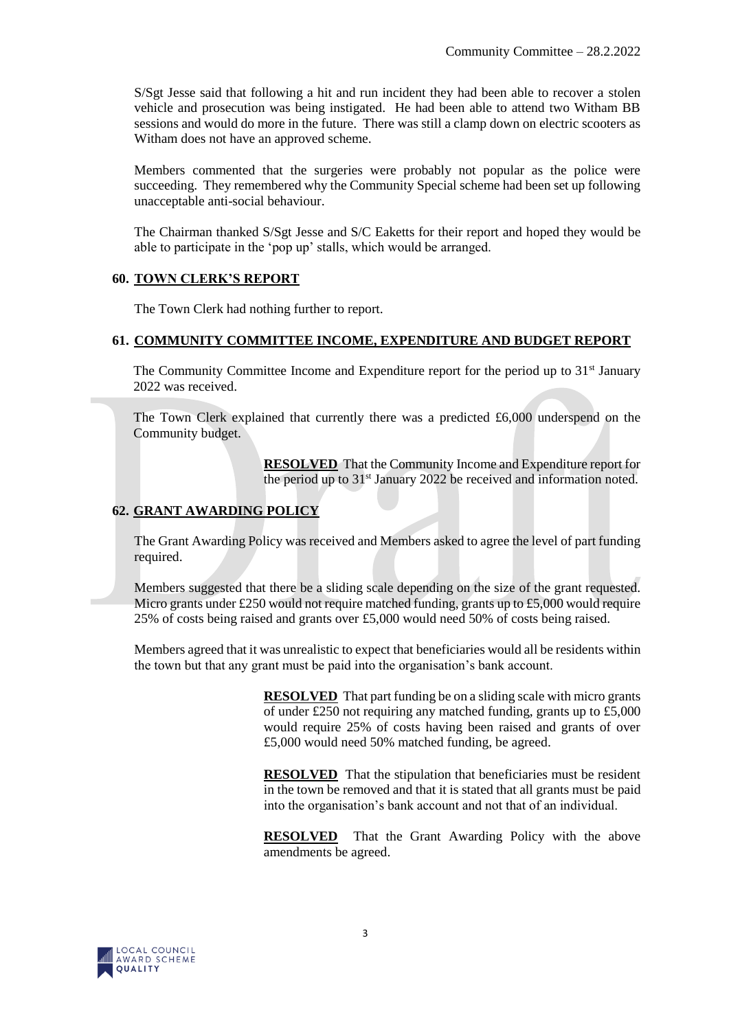S/Sgt Jesse said that following a hit and run incident they had been able to recover a stolen vehicle and prosecution was being instigated. He had been able to attend two Witham BB sessions and would do more in the future. There was still a clamp down on electric scooters as Witham does not have an approved scheme.

Members commented that the surgeries were probably not popular as the police were succeeding. They remembered why the Community Special scheme had been set up following unacceptable anti-social behaviour.

The Chairman thanked S/Sgt Jesse and S/C Eaketts for their report and hoped they would be able to participate in the 'pop up' stalls, which would be arranged.

## 60. TOWN CLERK'S REPORT

The Town Clerk had nothing further to report.

## 61. COMMUNITY COMMITTEE INCOME, EXPENDITURE AND BUDGET REPORT

The Community Committee Income and Expenditure report for the period up to 31st January 2022 was received.

The Town Clerk explained that currently there was a predicted £6,000 underspend on the Community budget.

> **RESOLVED** That the Community Income and Expenditure report for the period up to 31st January 2022 be received and information noted.

## 62. GRANT AWARDING POLICY

The Grant Awarding Policy was received and Members asked to agree the level of part funding required.

Members suggested that there be a sliding scale depending on the size of the grant requested. Micro grants under £250 would not require matched funding, grants up to £5,000 would require 25% of costs being raised and grants over £5,000 would need 50% of costs being raised.

Members agreed that it was unrealistic to expect that beneficiaries would all be residents within the town but that any grant must be paid into the organisation's bank account.

> **RESOLVED** That part funding be on a sliding scale with micro grants of under £250 not requiring any matched funding, grants up to £5,000 would require 25% of costs having been raised and grants of over £5,000 would need 50% matched funding, be agreed.

> **RESOLVED** That the stipulation that beneficiaries must be resident in the town be removed and that it is stated that all grants must be paid into the organisation's bank account and not that of an individual.

> **RESOLVED** That the Grant Awarding Policy with the above amendments be agreed.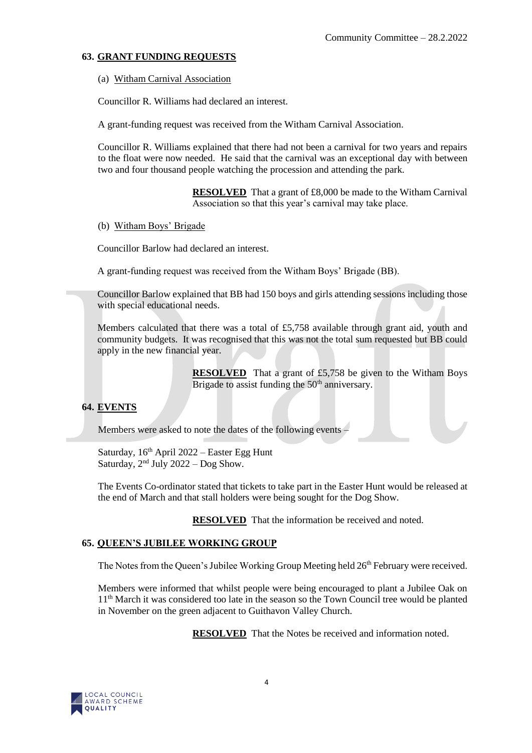## 63. GRANT FUNDING REQUESTS

(a) Witham Carnival Association

Councillor R. Williams had declared an interest.

A grant-funding request was received from the Witham Carnival Association.

Councillor R. Williams explained that there had not been a carnival for two years and repairs to the float were now needed. He said that the carnival was an exceptional day with between two and four thousand people watching the procession and attending the park.

> **RESOLVED** That a grant of £8,000 be made to the Witham Carnival Association so that this year's carnival may take place.

(b) Witham Boys' Brigade

Councillor Barlow had declared an interest.

A grant-funding request was received from the Witham Boys' Brigade (BB).

Councillor Barlow explained that BB had 150 boys and girls attending sessions including those with special educational needs.

Members calculated that there was a total of £5,758 available through grant aid, youth and community budgets. It was recognised that this was not the total sum requested but BB could apply in the new financial year.

> **RESOLVED** That a grant of £5,758 be given to the Witham Boys Brigade to assist funding the 50th anniversary.

## 64. EVENTS

Members were asked to note the dates of the following events –

Saturday, 16th April 2022 – Easter Egg Hunt
Saturday, 2nd July 2022 – Dog Show.

The Events Co-ordinator stated that tickets to take part in the Easter Hunt would be released at the end of March and that stall holders were being sought for the Dog Show.

> **RESOLVED** That the information be received and noted.

## 65. QUEEN'S JUBILEE WORKING GROUP

The Notes from the Queen's Jubilee Working Group Meeting held 26th February were received.

Members were informed that whilst people were being encouraged to plant a Jubilee Oak on 11th March it was considered too late in the season so the Town Council tree would be planted in November on the green adjacent to Guithavon Valley Church.

> **RESOLVED** That the Notes be received and information noted.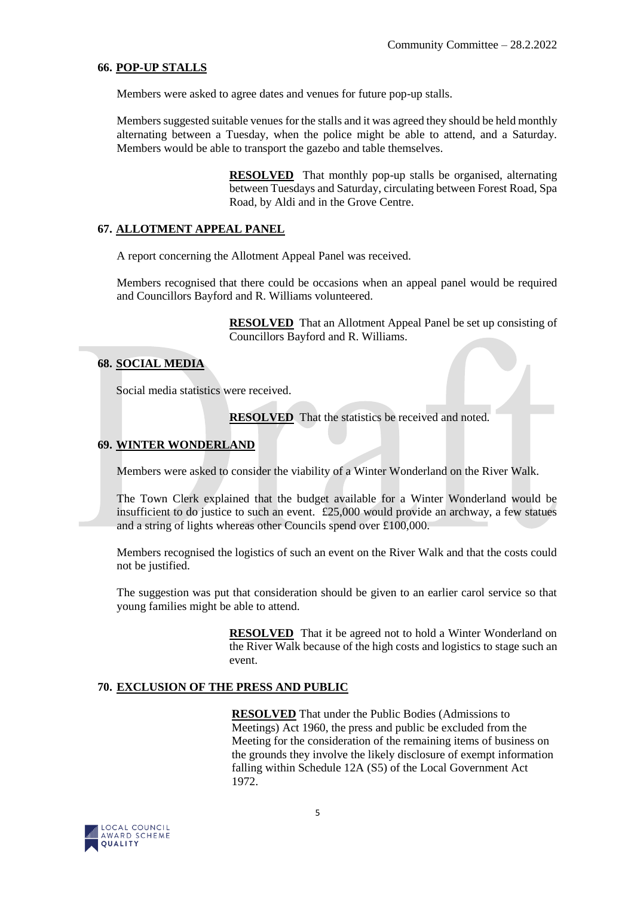## 66. POP-UP STALLS

Members were asked to agree dates and venues for future pop-up stalls.

Members suggested suitable venues for the stalls and it was agreed they should be held monthly alternating between a Tuesday, when the police might be able to attend, and a Saturday. Members would be able to transport the gazebo and table themselves.

> **RESOLVED** That monthly pop-up stalls be organised, alternating between Tuesdays and Saturday, circulating between Forest Road, Spa Road, by Aldi and in the Grove Centre.

## 67. ALLOTMENT APPEAL PANEL

A report concerning the Allotment Appeal Panel was received.

Members recognised that there could be occasions when an appeal panel would be required and Councillors Bayford and R. Williams volunteered.

> **RESOLVED** That an Allotment Appeal Panel be set up consisting of Councillors Bayford and R. Williams.

## 68. SOCIAL MEDIA

Social media statistics were received.

> **RESOLVED** That the statistics be received and noted.

## 69. WINTER WONDERLAND

Members were asked to consider the viability of a Winter Wonderland on the River Walk.

The Town Clerk explained that the budget available for a Winter Wonderland would be insufficient to do justice to such an event. £25,000 would provide an archway, a few statues and a string of lights whereas other Councils spend over £100,000.

Members recognised the logistics of such an event on the River Walk and that the costs could not be justified.

The suggestion was put that consideration should be given to an earlier carol service so that young families might be able to attend.

> **RESOLVED** That it be agreed not to hold a Winter Wonderland on the River Walk because of the high costs and logistics to stage such an event.

## 70. EXCLUSION OF THE PRESS AND PUBLIC

> **RESOLVED** That under the Public Bodies (Admissions to Meetings) Act 1960, the press and public be excluded from the Meeting for the consideration of the remaining items of business on the grounds they involve the likely disclosure of exempt information falling within Schedule 12A (S5) of the Local Government Act 1972.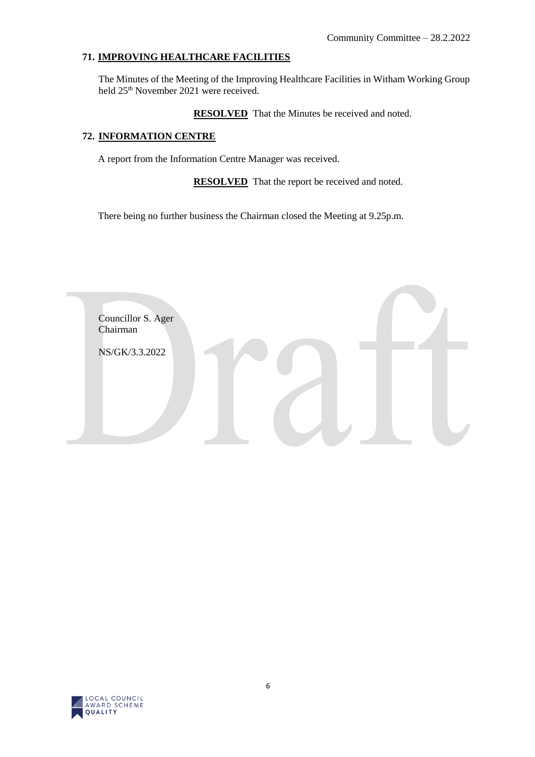## 71. IMPROVING HEALTHCARE FACILITIES

The Minutes of the Meeting of the Improving Healthcare Facilities in Witham Working Group held 25th November 2021 were received.

**RESOLVED** That the Minutes be received and noted.

## 72. INFORMATION CENTRE

A report from the Information Centre Manager was received.

**RESOLVED** That the report be received and noted.

There being no further business the Chairman closed the Meeting at 9.25p.m.

Councillor S. Ager
Chairman

NS/GK/3.3.2022